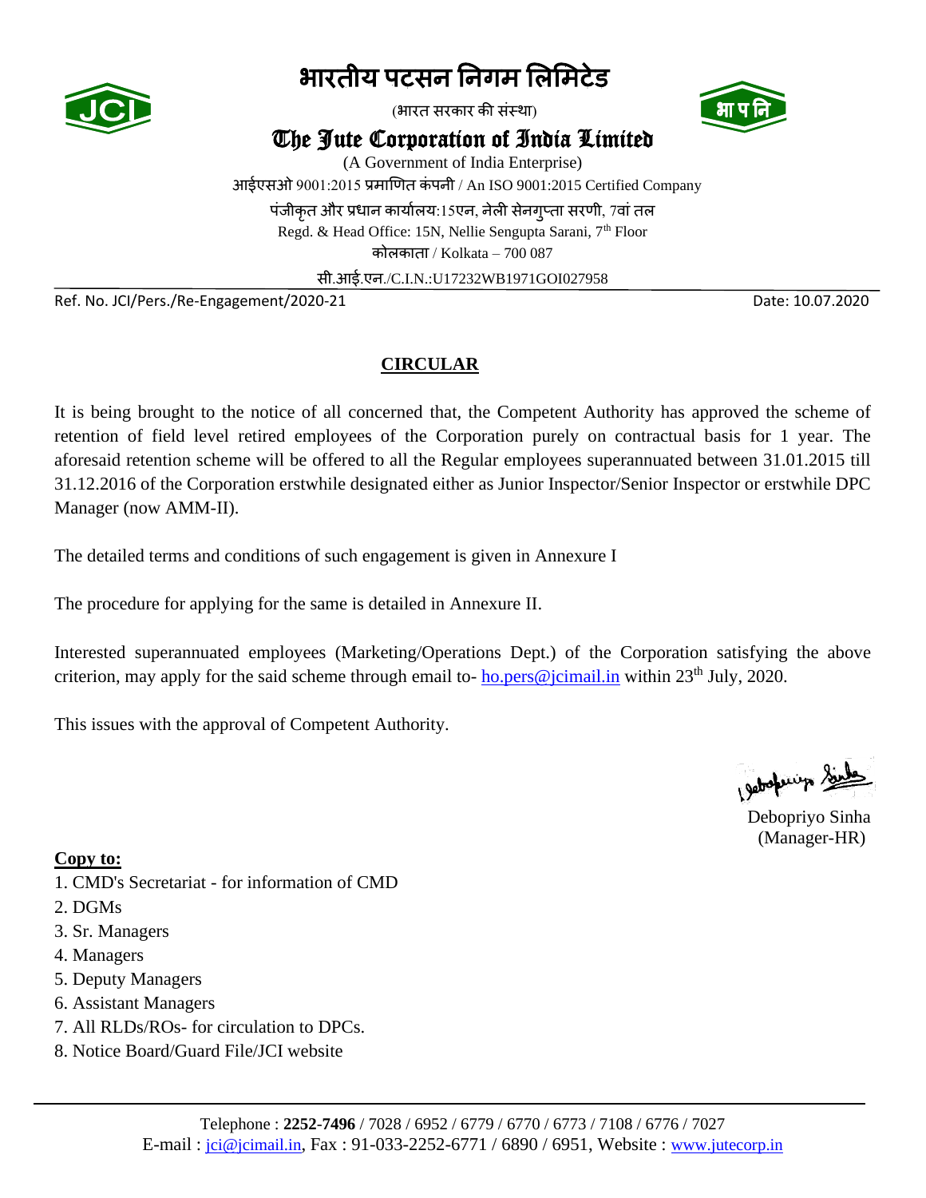# भारतीय पटसन निगम लिमिटेड

(भारत सरकार की संस्था)

## The Jute Corporation of India Limited

(A Government of India Enterprise)

आईएसओ 9001:2015 प्रमाणित कंपनी / An ISO 9001:2015 Certified Company

पंजीकृत और प्रधान कार्यालय:15एन, नेली सेनगुप्ता सरणी, 7वां तल

Regd. & Head Office: 15N, Nellie Sengupta Sarani, 7th Floor

कोलकाता / Kolkata – 700 087

सी.आई.एन./C.I.N.:U17232WB1971GOI027958

Ref. No. JCI/Pers./Re-Engagement/2020-21 Date: 10.07.2020

**CIRCULAR**

It is being brought to the notice of all concerned that, the Competent Authority has approved the scheme of retention of field level retired employees of the Corporation purely on contractual basis for 1 year. The aforesaid retention scheme will be offered to all the Regular employees superannuated between 31.01.2015 till 31.12.2016 of the Corporation erstwhile designated either as Junior Inspector/Senior Inspector or erstwhile DPC Manager (now AMM-II).

The detailed terms and conditions of such engagement is given in Annexure I

The procedure for applying for the same is detailed in Annexure II.

Interested superannuated employees (Marketing/Operations Dept.) of the Corporation satisfying the above criterion, may apply for the said scheme through email to- ho.pers@jcimail.in within 23th July, 2020.

This issues with the approval of Competent Authority.

Debopriyo Sinha
(Manager-HR)

**Copy to:**

1. CMD's Secretariat - for information of CMD
2. DGMs
3. Sr. Managers
4. Managers
5. Deputy Managers
6. Assistant Managers
7. All RLDs/ROs- for circulation to DPCs.
8. Notice Board/Guard File/JCI website

Telephone : **2252-7496** / 7028 / 6952 / 6779 / 6770 / 6773 / 7108 / 6776 / 7027
E-mail : jci@jcimail.in, Fax : 91-033-2252-6771 / 6890 / 6951, Website : www.jutecorp.in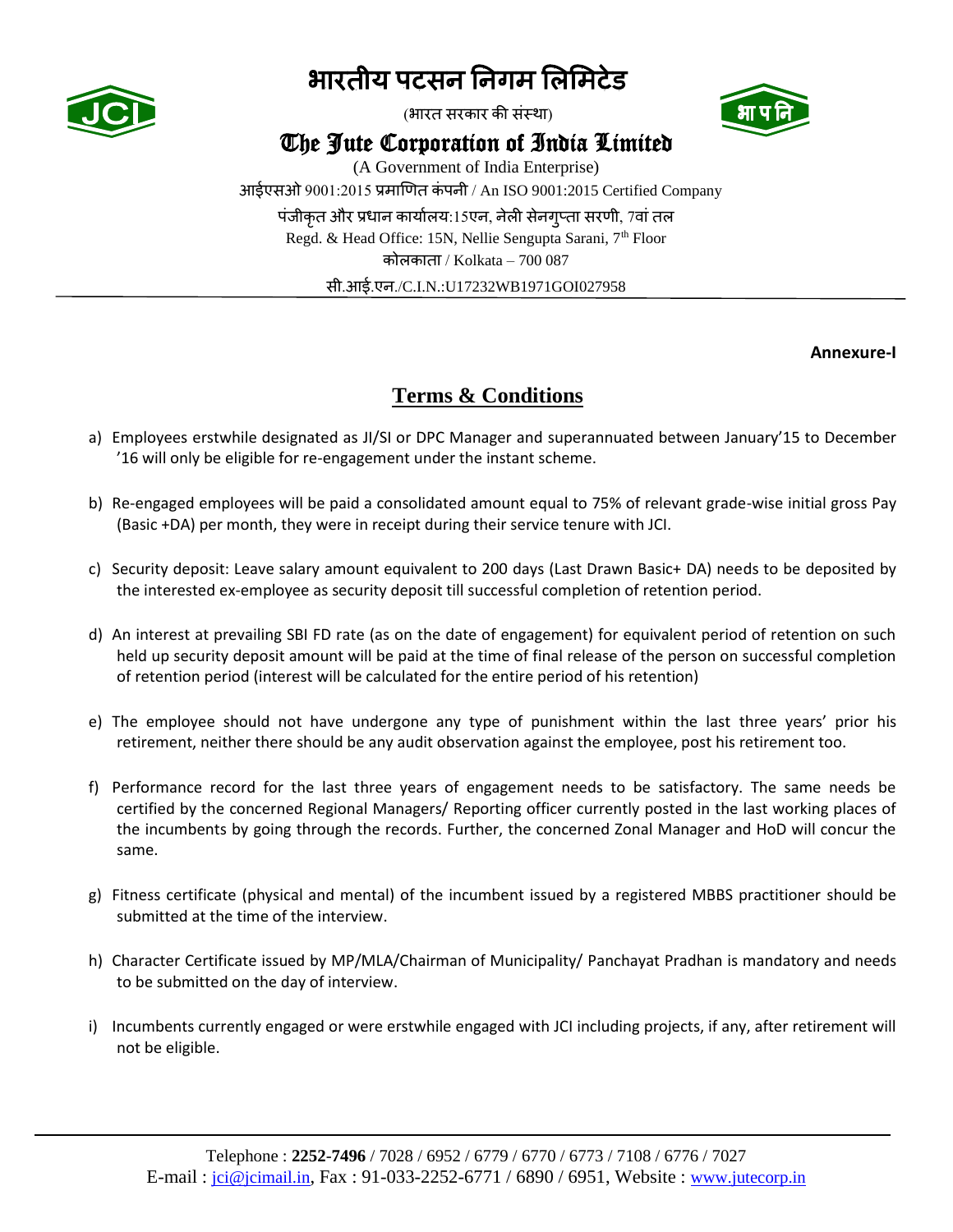# भारतीय पटसन निगम लिमिटेड

(भारत सरकार की संस्था)

## The Jute Corporation of India Limited

(A Government of India Enterprise)

आईएसओ 9001:2015 प्रमाणित कंपनी / An ISO 9001:2015 Certified Company

पंजीकृत और प्रधान कार्यालय:15एन, नेली सेनगुप्ता सरणी, 7वां तल

Regd. & Head Office: 15N, Nellie Sengupta Sarani, 7th Floor

कोलकाता / Kolkata – 700 087

सी.आई.एन./C.I.N.:U17232WB1971GOI027958

**Annexure-I**

## Terms & Conditions

a) Employees erstwhile designated as JI/SI or DPC Manager and superannuated between January'15 to December '16 will only be eligible for re-engagement under the instant scheme.

b) Re-engaged employees will be paid a consolidated amount equal to 75% of relevant grade-wise initial gross Pay (Basic +DA) per month, they were in receipt during their service tenure with JCI.

c) Security deposit: Leave salary amount equivalent to 200 days (Last Drawn Basic+ DA) needs to be deposited by the interested ex-employee as security deposit till successful completion of retention period.

d) An interest at prevailing SBI FD rate (as on the date of engagement) for equivalent period of retention on such held up security deposit amount will be paid at the time of final release of the person on successful completion of retention period (interest will be calculated for the entire period of his retention)

e) The employee should not have undergone any type of punishment within the last three years' prior his retirement, neither there should be any audit observation against the employee, post his retirement too.

f) Performance record for the last three years of engagement needs to be satisfactory. The same needs be certified by the concerned Regional Managers/ Reporting officer currently posted in the last working places of the incumbents by going through the records. Further, the concerned Zonal Manager and HoD will concur the same.

g) Fitness certificate (physical and mental) of the incumbent issued by a registered MBBS practitioner should be submitted at the time of the interview.

h) Character Certificate issued by MP/MLA/Chairman of Municipality/ Panchayat Pradhan is mandatory and needs to be submitted on the day of interview.

i) Incumbents currently engaged or were erstwhile engaged with JCI including projects, if any, after retirement will not be eligible.

Telephone : **2252-7496** / 7028 / 6952 / 6779 / 6770 / 6773 / 7108 / 6776 / 7027
E-mail : jci@jcimail.in, Fax : 91-033-2252-6771 / 6890 / 6951, Website : www.jutecorp.in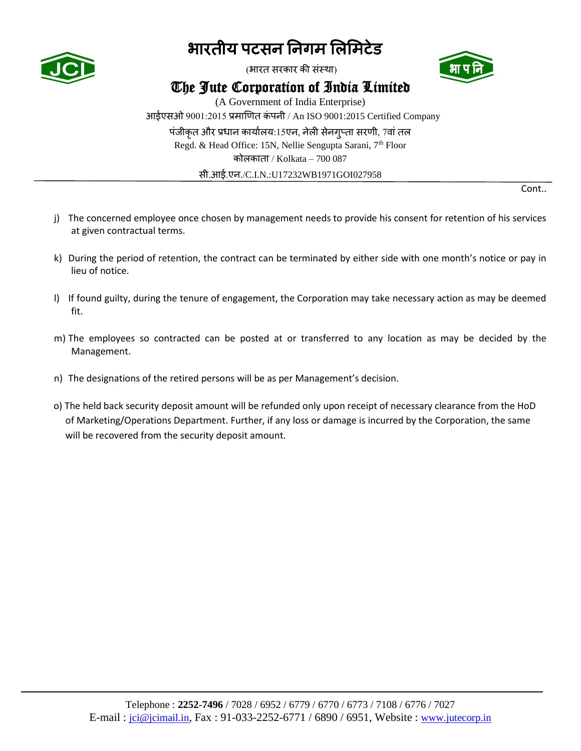Cont..

j) The concerned employee once chosen by management needs to provide his consent for retention of his services at given contractual terms.

k) During the period of retention, the contract can be terminated by either side with one month's notice or pay in lieu of notice.

l) If found guilty, during the tenure of engagement, the Corporation may take necessary action as may be deemed fit.

m) The employees so contracted can be posted at or transferred to any location as may be decided by the Management.

n) The designations of the retired persons will be as per Management's decision.

o) The held back security deposit amount will be refunded only upon receipt of necessary clearance from the HoD of Marketing/Operations Department. Further, if any loss or damage is incurred by the Corporation, the same will be recovered from the security deposit amount.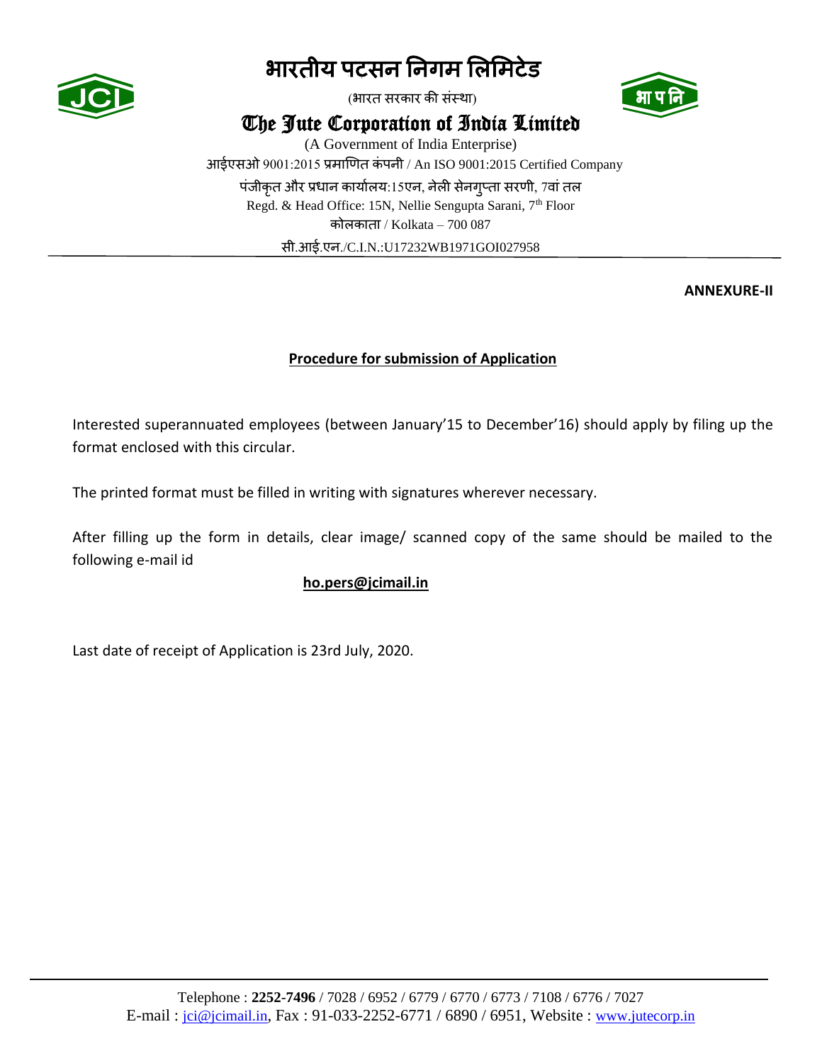# भारतीय पटसन निगम लिमिटेड

(भारत सरकार की संस्था)

## The Jute Corporation of India Limited

(A Government of India Enterprise)

आईएसओ 9001:2015 प्रमाणित कंपनी / An ISO 9001:2015 Certified Company

पंजीकृत और प्रधान कार्यालय:15एन, नेली सेनगुप्ता सरणी, 7वां तल

Regd. & Head Office: 15N, Nellie Sengupta Sarani, 7th Floor

कोलकाता / Kolkata – 700 087

सी.आई.एन./C.I.N.:U17232WB1971GOI027958

**ANNEXURE-II**

**Procedure for submission of Application**

Interested superannuated employees (between January'15 to December'16) should apply by filing up the format enclosed with this circular.

The printed format must be filled in writing with signatures wherever necessary.

After filling up the form in details, clear image/ scanned copy of the same should be mailed to the following e-mail id

**ho.pers@jcimail.in**

Last date of receipt of Application is 23rd July, 2020.

Telephone : **2252-7496** / 7028 / 6952 / 6779 / 6770 / 6773 / 7108 / 6776 / 7027
E-mail : jci@jcimail.in, Fax : 91-033-2252-6771 / 6890 / 6951, Website : www.jutecorp.in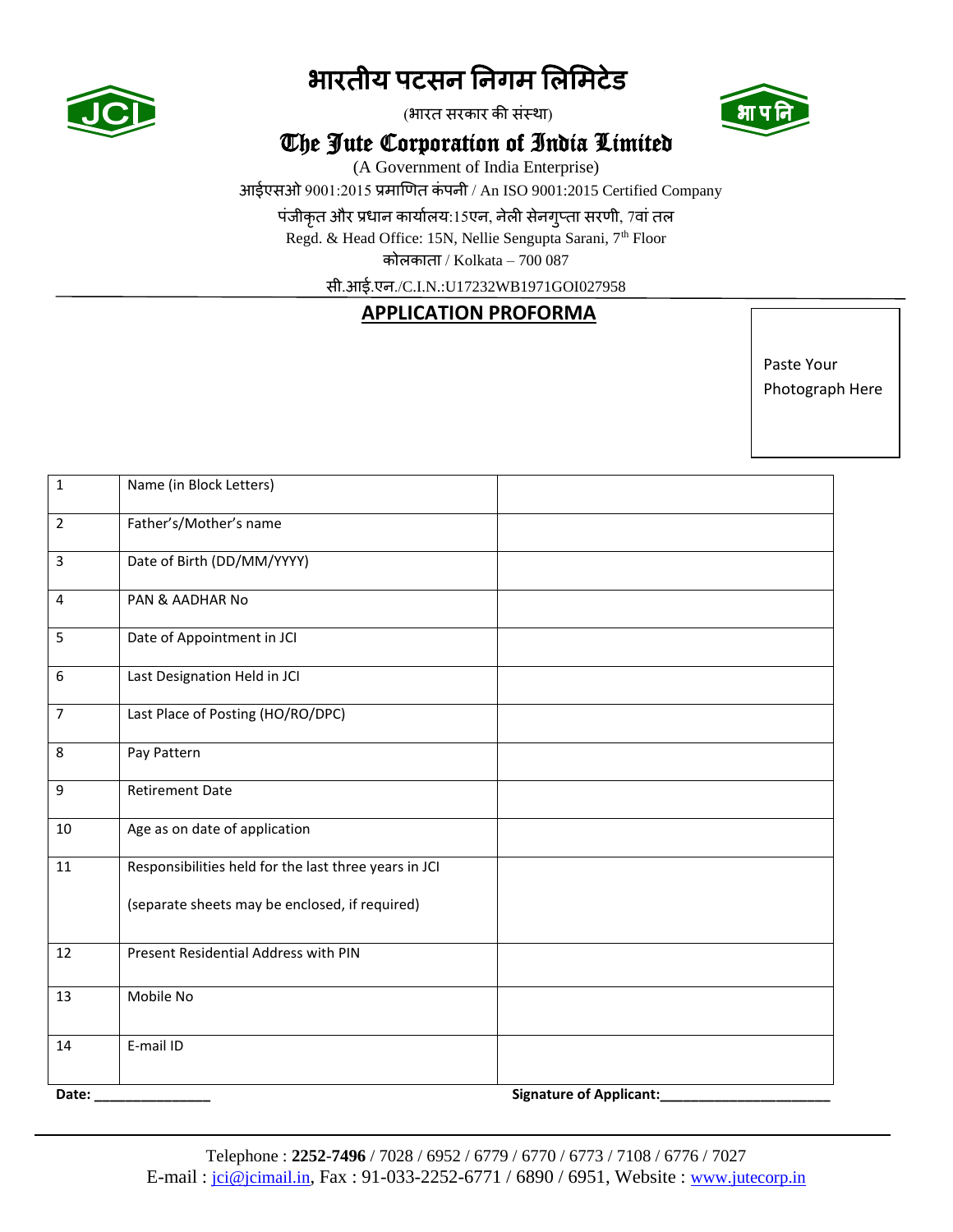# भारतीय पटसन निगम लिमिटेड

(भारत सरकार की संस्था)

## The Jute Corporation of India Limited

(A Government of India Enterprise)

आईएसओ 9001:2015 प्रमाणित कंपनी / An ISO 9001:2015 Certified Company

पंजीकृत और प्रधान कार्यालय:15एन, नेली सेनगुप्ता सरणी, 7वां तल

Regd. & Head Office: 15N, Nellie Sengupta Sarani, 7th Floor

कोलकाता / Kolkata – 700 087

सी.आई.एन./C.I.N.:U17232WB1971GOI027958

## APPLICATION PROFORMA

Paste Your Photograph Here

| | | |
|---|---|---|
| 1 | Name (in Block Letters) | |
| 2 | Father's/Mother's name | |
| 3 | Date of Birth (DD/MM/YYYY) | |
| 4 | PAN & AADHAR No | |
| 5 | Date of Appointment in JCI | |
| 6 | Last Designation Held in JCI | |
| 7 | Last Place of Posting (HO/RO/DPC) | |
| 8 | Pay Pattern | |
| 9 | Retirement Date | |
| 10 | Age as on date of application | |
| 11 | Responsibilities held for the last three years in JCI<br><br>(separate sheets may be enclosed, if required) | |
| 12 | Present Residential Address with PIN | |
| 13 | Mobile No | |
| 14 | E-mail ID | |

**Date: _______________** **Signature of Applicant:______________________**

Telephone : **2252-7496** / 7028 / 6952 / 6779 / 6770 / 6773 / 7108 / 6776 / 7027

E-mail : jci@jcimail.in, Fax : 91-033-2252-6771 / 6890 / 6951, Website : www.jutecorp.in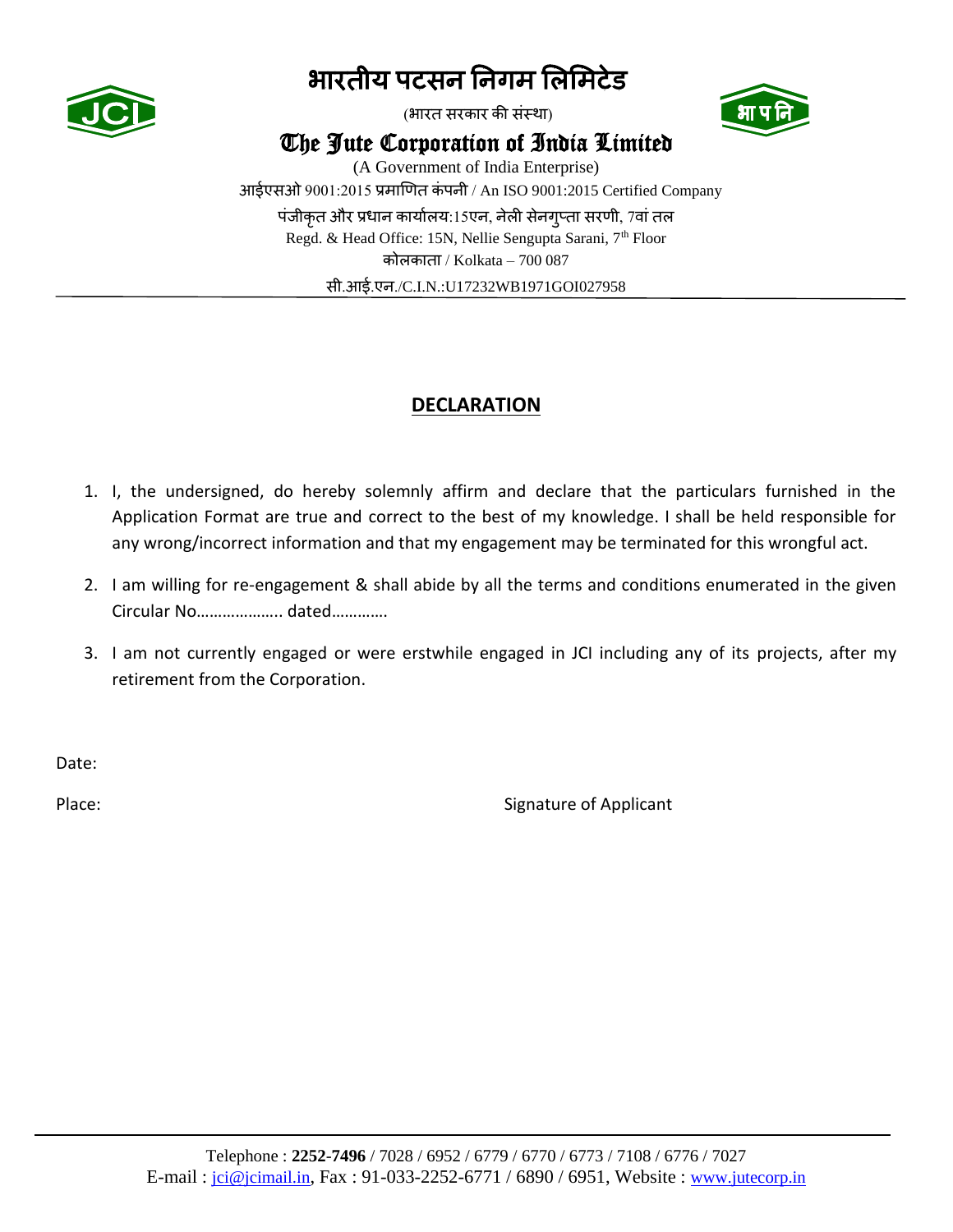# भारतीय पटसन निगम लिमिटेड

(भारत सरकार की संस्था)

## The Jute Corporation of India Limited

(A Government of India Enterprise)

आईएसओ 9001:2015 प्रमाणित कंपनी / An ISO 9001:2015 Certified Company

पंजीकृत और प्रधान कार्यालय:15एन, नेली सेनगुप्ता सरणी, 7वां तल

Regd. & Head Office: 15N, Nellie Sengupta Sarani, 7th Floor

कोलकाता / Kolkata – 700 087

सी.आई.एन./C.I.N.:U17232WB1971GOI027958

---

## DECLARATION

1. I, the undersigned, do hereby solemnly affirm and declare that the particulars furnished in the Application Format are true and correct to the best of my knowledge. I shall be held responsible for any wrong/incorrect information and that my engagement may be terminated for this wrongful act.
2. I am willing for re-engagement & shall abide by all the terms and conditions enumerated in the given Circular No……………….. dated………….
3. I am not currently engaged or were erstwhile engaged in JCI including any of its projects, after my retirement from the Corporation.

Date:

Place: Signature of Applicant

---

Telephone : **2252-7496** / 7028 / 6952 / 6779 / 6770 / 6773 / 7108 / 6776 / 7027
E-mail : jci@jcimail.in, Fax : 91-033-2252-6771 / 6890 / 6951, Website : www.jutecorp.in